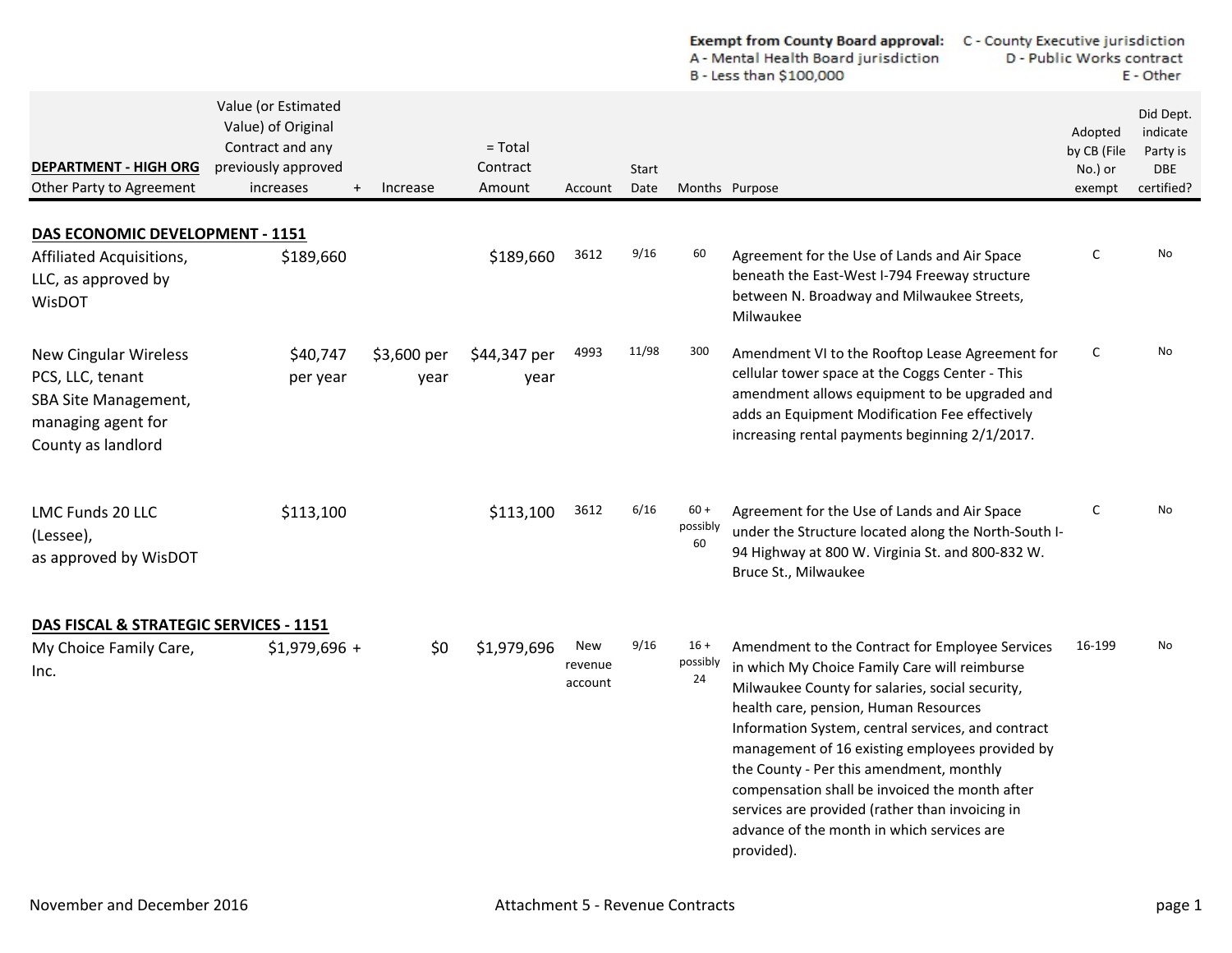**Exempt from County Board approval:** C - County Executive jurisdiction
A - Mental Health Board jurisdiction D - Public Works contract
B - Less than $100,000 E - Other

| DEPARTMENT - HIGH ORG<br>Other Party to Agreement | Value (or Estimated Value) of Original Contract and any previously approved increases | + | Increase | = Total Contract Amount | Account | Start Date | Months | Purpose | Adopted by CB (File No.) or exempt | Did Dept. indicate Party is DBE certified? |
|---|---|---|---|---|---|---|---|---|---|---|
| **DAS ECONOMIC DEVELOPMENT - 1151** | | | | | | | | | | |
| Affiliated Acquisitions, LLC, as approved by WisDOT | $189,660 | | | $189,660 | 3612 | 9/16 | 60 | Agreement for the Use of Lands and Air Space beneath the East-West I-794 Freeway structure between N. Broadway and Milwaukee Streets, Milwaukee | C | No |
| New Cingular Wireless PCS, LLC, tenant<br>SBA Site Management, managing agent for County as landlord | $40,747 per year | | $3,600 per year | $44,347 per year | 4993 | 11/98 | 300 | Amendment VI to the Rooftop Lease Agreement for cellular tower space at the Coggs Center - This amendment allows equipment to be upgraded and adds an Equipment Modification Fee effectively increasing rental payments beginning 2/1/2017. | C | No |
| LMC Funds 20 LLC (Lessee),<br>as approved by WisDOT | $113,100 | | | $113,100 | 3612 | 6/16 | 60 + possibly 60 | Agreement for the Use of Lands and Air Space under the Structure located along the North-South I-94 Highway at 800 W. Virginia St. and 800-832 W. Bruce St., Milwaukee | C | No |
| **DAS FISCAL & STRATEGIC SERVICES - 1151** | | | | | | | | | | |
| My Choice Family Care, Inc. | $1,979,696 | + | $0 | $1,979,696 | New revenue account | 9/16 | 16 + possibly 24 | Amendment to the Contract for Employee Services in which My Choice Family Care will reimburse Milwaukee County for salaries, social security, health care, pension, Human Resources Information System, central services, and contract management of 16 existing employees provided by the County - Per this amendment, monthly compensation shall be invoiced the month after services are provided (rather than invoicing in advance of the month in which services are provided). | 16-199 | No |

November and December 2016 Attachment 5 - Revenue Contracts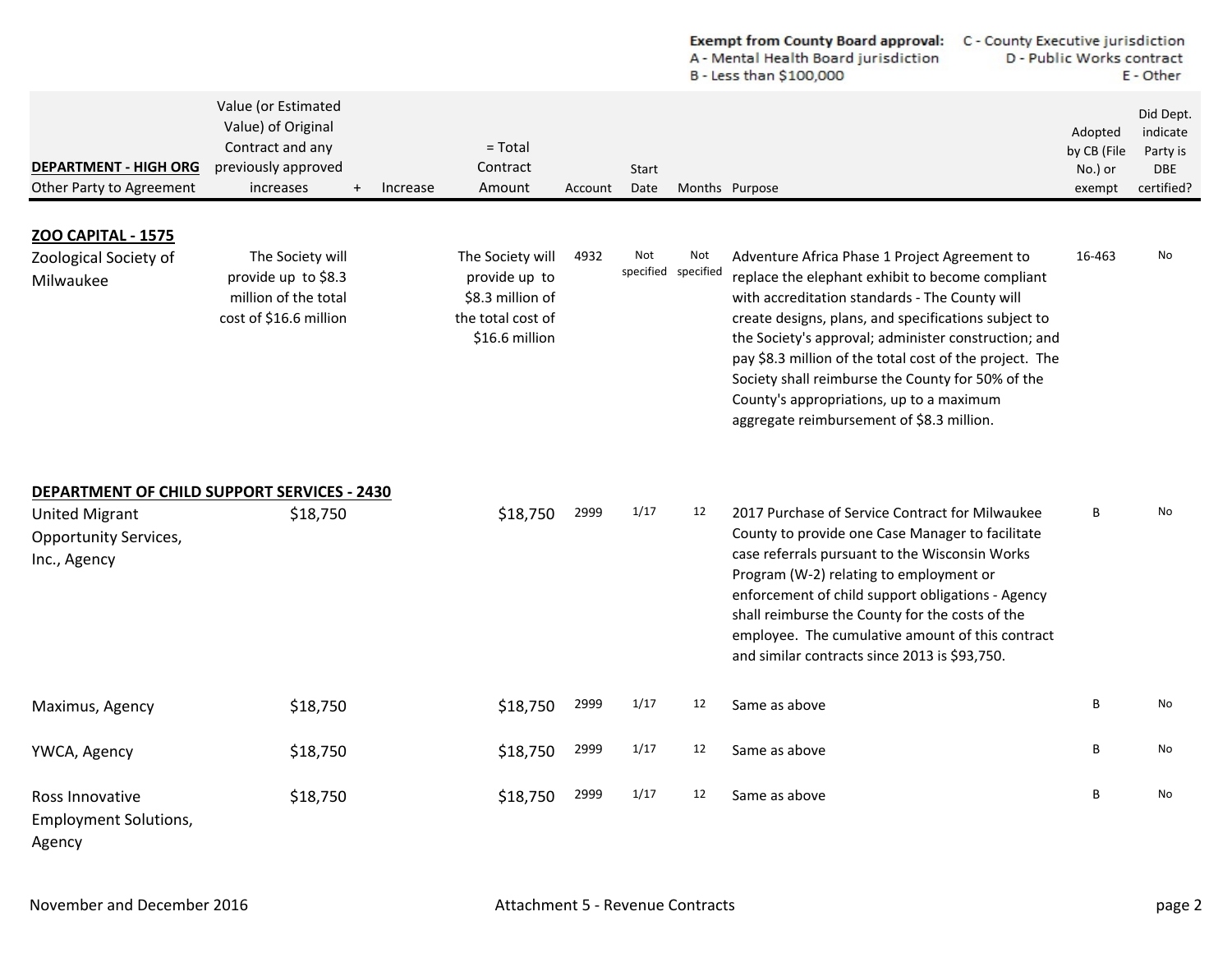Exempt from County Board approval: C - County Executive jurisdiction
A - Mental Health Board jurisdiction D - Public Works contract
B - Less than $100,000 E - Other

| DEPARTMENT - HIGH ORG<br>Other Party to Agreement | Value (or Estimated Value) of Original Contract and any previously approved increases | + | Increase | = Total Contract Amount | Account | Start Date | Months | Purpose | Adopted by CB (File No.) or exempt | Did Dept. indicate Party is DBE certified? |
|---|---|---|---|---|---|---|---|---|---|---|
| **ZOO CAPITAL - 1575** | | | | | | | | | | |
| Zoological Society of Milwaukee | The Society will provide up to $8.3 million of the total cost of $16.6 million | | | The Society will provide up to $8.3 million of the total cost of $16.6 million | 4932 | Not specified | Not specified | Adventure Africa Phase 1 Project Agreement to replace the elephant exhibit to become compliant with accreditation standards - The County will create designs, plans, and specifications subject to the Society's approval; administer construction; and pay $8.3 million of the total cost of the project. The Society shall reimburse the County for 50% of the County's appropriations, up to a maximum aggregate reimbursement of $8.3 million. | 16-463 | No |
| **DEPARTMENT OF CHILD SUPPORT SERVICES - 2430** | | | | | | | | | | |
| United Migrant Opportunity Services, Inc., Agency | $18,750 | | | $18,750 | 2999 | 1/17 | 12 | 2017 Purchase of Service Contract for Milwaukee County to provide one Case Manager to facilitate case referrals pursuant to the Wisconsin Works Program (W-2) relating to employment or enforcement of child support obligations - Agency shall reimburse the County for the costs of the employee. The cumulative amount of this contract and similar contracts since 2013 is $93,750. | B | No |
| Maximus, Agency | $18,750 | | | $18,750 | 2999 | 1/17 | 12 | Same as above | B | No |
| YWCA, Agency | $18,750 | | | $18,750 | 2999 | 1/17 | 12 | Same as above | B | No |
| Ross Innovative Employment Solutions, Agency | $18,750 | | | $18,750 | 2999 | 1/17 | 12 | Same as above | B | No |

November and December 2016 Attachment 5 - Revenue Contracts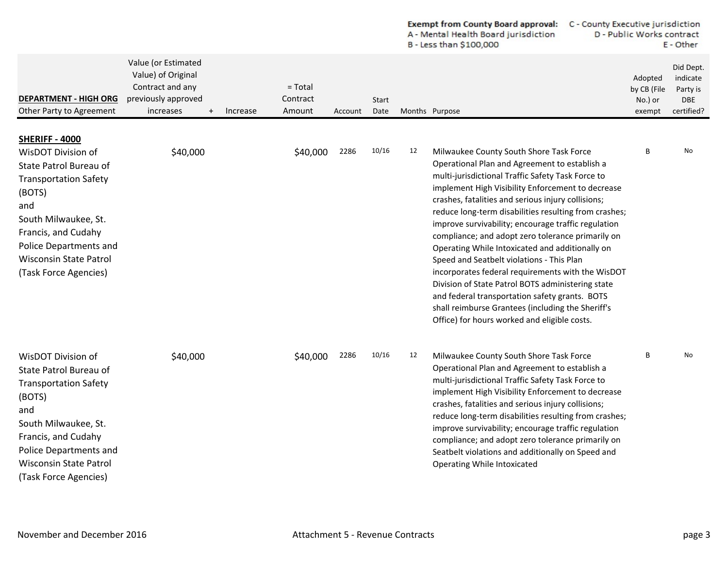**Exempt from County Board approval:**
A - Mental Health Board jurisdiction
B - Less than $100,000
C - County Executive jurisdiction
D - Public Works contract
E - Other

| DEPARTMENT - HIGH ORG<br>Other Party to Agreement | Value (or Estimated Value) of Original Contract and any previously approved increases | + | Increase | = Total Contract Amount | Account | Start Date | Months | Purpose | Adopted by CB (File No.) or exempt | Did Dept. indicate Party is DBE certified? |
|---|---|---|---|---|---|---|---|---|---|---|
| **SHERIFF - 4000** | | | | | | | | | | |
| WisDOT Division of State Patrol Bureau of Transportation Safety (BOTS) and South Milwaukee, St. Francis, and Cudahy Police Departments and Wisconsin State Patrol (Task Force Agencies) | $40,000 | | | $40,000 | 2286 | 10/16 | 12 | Milwaukee County South Shore Task Force Operational Plan and Agreement to establish a multi-jurisdictional Traffic Safety Task Force to implement High Visibility Enforcement to decrease crashes, fatalities and serious injury collisions; reduce long-term disabilities resulting from crashes; improve survivability; encourage traffic regulation compliance; and adopt zero tolerance primarily on Operating While Intoxicated and additionally on Speed and Seatbelt violations - This Plan incorporates federal requirements with the WisDOT Division of State Patrol BOTS administering state and federal transportation safety grants. BOTS shall reimburse Grantees (including the Sheriff's Office) for hours worked and eligible costs. | B | No |
| WisDOT Division of State Patrol Bureau of Transportation Safety (BOTS) and South Milwaukee, St. Francis, and Cudahy Police Departments and Wisconsin State Patrol (Task Force Agencies) | $40,000 | | | $40,000 | 2286 | 10/16 | 12 | Milwaukee County South Shore Task Force Operational Plan and Agreement to establish a multi-jurisdictional Traffic Safety Task Force to implement High Visibility Enforcement to decrease crashes, fatalities and serious injury collisions; reduce long-term disabilities resulting from crashes; improve survivability; encourage traffic regulation compliance; and adopt zero tolerance primarily on Seatbelt violations and additionally on Speed and Operating While Intoxicated | B | No |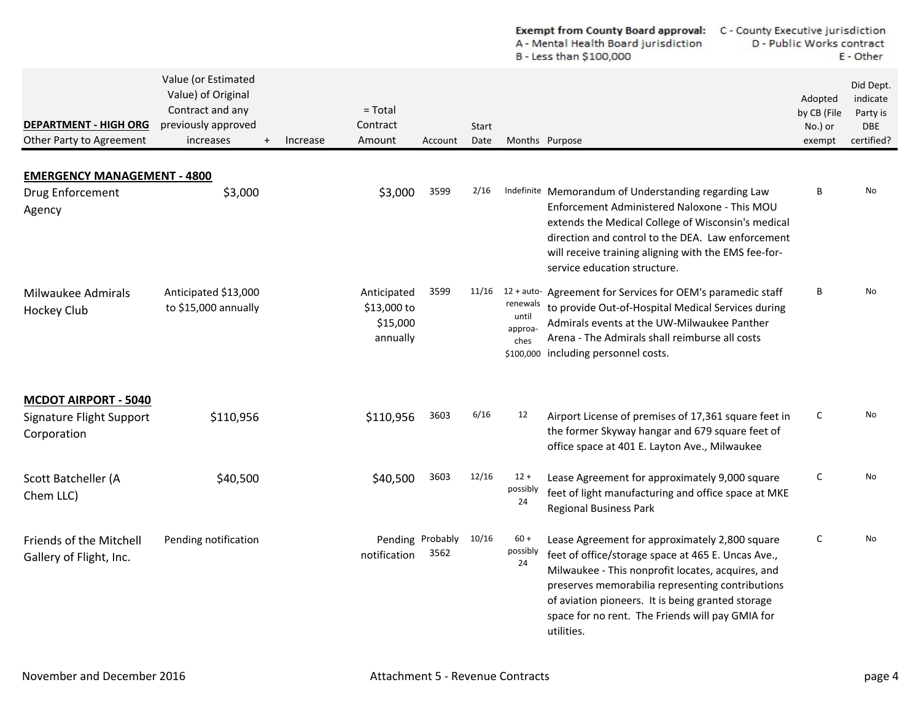**Exempt from County Board approval:** A - Mental Health Board jurisdiction, B - Less than $100,000, C - County Executive jurisdiction, D - Public Works contract, E - Other

| DEPARTMENT - HIGH ORG<br>Other Party to Agreement | Value (or Estimated Value) of Original Contract and any previously approved increases | + Increase | = Total Contract Amount | Account | Start Date | Months | Purpose | Adopted by CB (File No.) or exempt | Did Dept. indicate Party is DBE certified? |
|---|---|---|---|---|---|---|---|---|---|
| **EMERGENCY MANAGEMENT - 4800** | | | | | | | | | |
| Drug Enforcement Agency | $3,000 | | $3,000 | 3599 | 2/16 | Indefinite | Memorandum of Understanding regarding Law Enforcement Administered Naloxone - This MOU extends the Medical College of Wisconsin's medical direction and control to the DEA. Law enforcement will receive training aligning with the EMS fee-for-service education structure. | B | No |
| Milwaukee Admirals Hockey Club | Anticipated $13,000 to $15,000 annually | | Anticipated $13,000 to $15,000 annually | 3599 | 11/16 | 12 + auto-renewals until approaches $100,000 | Agreement for Services for OEM's paramedic staff to provide Out-of-Hospital Medical Services during Admirals events at the UW-Milwaukee Panther Arena - The Admirals shall reimburse all costs including personnel costs. | B | No |
| **MCDOT AIRPORT - 5040** | | | | | | | | | |
| Signature Flight Support Corporation | $110,956 | | $110,956 | 3603 | 6/16 | 12 | Airport License of premises of 17,361 square feet in the former Skyway hangar and 679 square feet of office space at 401 E. Layton Ave., Milwaukee | C | No |
| Scott Batcheller (A Chem LLC) | $40,500 | | $40,500 | 3603 | 12/16 | 12 + possibly 24 | Lease Agreement for approximately 9,000 square feet of light manufacturing and office space at MKE Regional Business Park | C | No |
| Friends of the Mitchell Gallery of Flight, Inc. | Pending notification | | Pending notification | Probably 3562 | 10/16 | 60 + possibly 24 | Lease Agreement for approximately 2,800 square feet of office/storage space at 465 E. Uncas Ave., Milwaukee - This nonprofit locates, acquires, and preserves memorabilia representing contributions of aviation pioneers. It is being granted storage space for no rent. The Friends will pay GMIA for utilities. | C | No |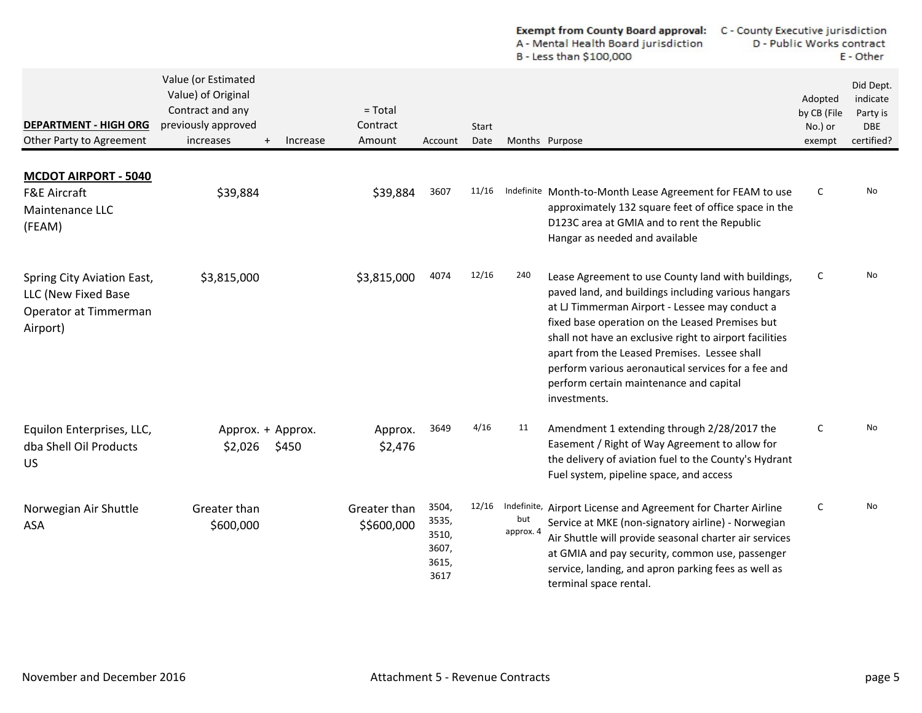**Exempt from County Board approval:** C - County Executive jurisdiction
A - Mental Health Board jurisdiction D - Public Works contract
B - Less than $100,000 E - Other

| DEPARTMENT - HIGH ORG<br>Other Party to Agreement | Value (or Estimated Value) of Original Contract and any previously approved increases | + | Increase | = Total Contract Amount | Account | Start Date | Months | Purpose | Adopted by CB (File No.) or exempt | Did Dept. indicate Party is DBE certified? |
|---|---|---|---|---|---|---|---|---|---|---|
| **MCDOT AIRPORT - 5040** | | | | | | | | | | |
| F&E Aircraft Maintenance LLC (FEAM) | $39,884 | | | $39,884 | 3607 | 11/16 | Indefinite | Month-to-Month Lease Agreement for FEAM to use approximately 132 square feet of office space in the D123C area at GMIA and to rent the Republic Hangar as needed and available | C | No |
| Spring City Aviation East, LLC (New Fixed Base Operator at Timmerman Airport) | $3,815,000 | | | $3,815,000 | 4074 | 12/16 | 240 | Lease Agreement to use County land with buildings, paved land, and buildings including various hangars at LJ Timmerman Airport - Lessee may conduct a fixed base operation on the Leased Premises but shall not have an exclusive right to airport facilities apart from the Leased Premises. Lessee shall perform various aeronautical services for a fee and perform certain maintenance and capital investments. | C | No |
| Equilon Enterprises, LLC, dba Shell Oil Products US | Approx. $2,026 | + | Approx. $450 | Approx. $2,476 | 3649 | 4/16 | 11 | Amendment 1 extending through 2/28/2017 the Easement / Right of Way Agreement to allow for the delivery of aviation fuel to the County's Hydrant Fuel system, pipeline space, and access | C | No |
| Norwegian Air Shuttle ASA | Greater than $600,000 | | | Greater than $$600,000 | 3504, 3535, 3510, 3607, 3615, 3617 | 12/16 | Indefinite, but approx. 4 | Airport License and Agreement for Charter Airline Service at MKE (non-signatory airline) - Norwegian Air Shuttle will provide seasonal charter air services at GMIA and pay security, common use, passenger service, landing, and apron parking fees as well as terminal space rental. | C | No |

November and December 2016 Attachment 5 - Revenue Contracts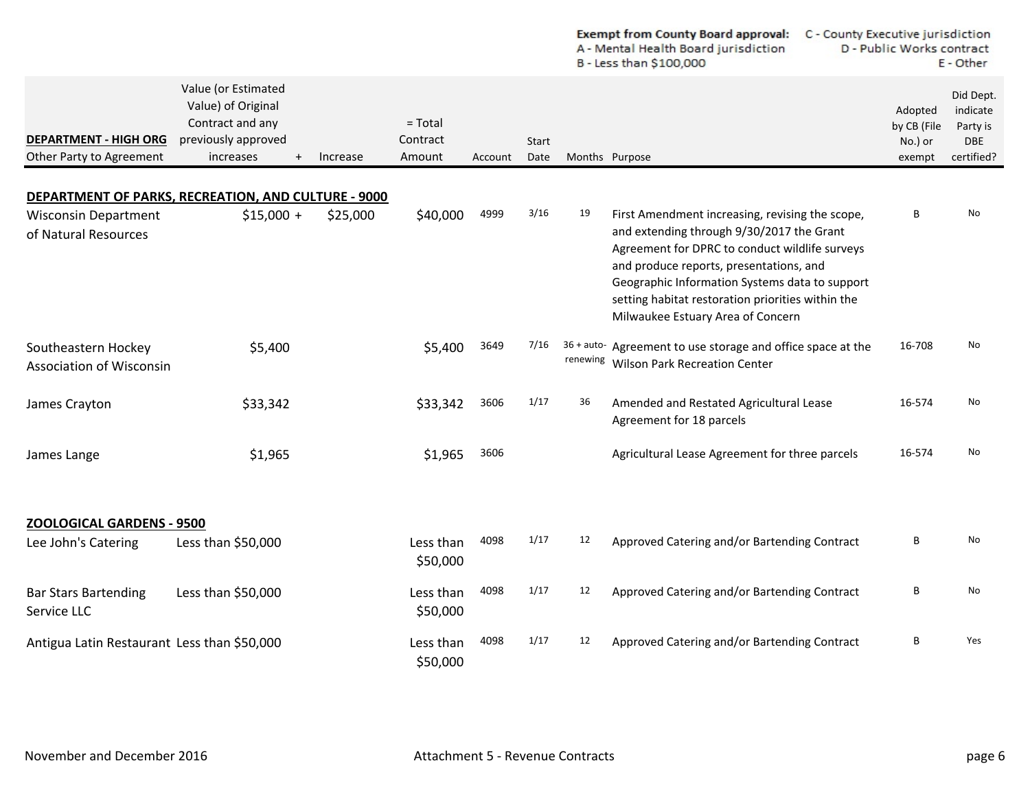**Exempt from County Board approval:**
A - Mental Health Board jurisdiction
B - Less than $100,000
C - County Executive jurisdiction
D - Public Works contract
E - Other

| DEPARTMENT - HIGH ORG<br>Other Party to Agreement | Value (or Estimated Value) of Original Contract and any previously approved increases | + | Increase | = Total Contract Amount | Account | Start Date | Months | Purpose | Adopted by CB (File No.) or exempt | Did Dept. indicate Party is DBE certified? |
|---|---|---|---|---|---|---|---|---|---|---|
| **DEPARTMENT OF PARKS, RECREATION, AND CULTURE - 9000** | | | | | | | | | | |
| Wisconsin Department of Natural Resources | $15,000 | + | $25,000 | $40,000 | 4999 | 3/16 | 19 | First Amendment increasing, revising the scope, and extending through 9/30/2017 the Grant Agreement for DPRC to conduct wildlife surveys and produce reports, presentations, and Geographic Information Systems data to support setting habitat restoration priorities within the Milwaukee Estuary Area of Concern | B | No |
| Southeastern Hockey Association of Wisconsin | $5,400 | | | $5,400 | 3649 | 7/16 | 36 + auto-renewing | Agreement to use storage and office space at the Wilson Park Recreation Center | 16-708 | No |
| James Crayton | $33,342 | | | $33,342 | 3606 | 1/17 | 36 | Amended and Restated Agricultural Lease Agreement for 18 parcels | 16-574 | No |
| James Lange | $1,965 | | | $1,965 | 3606 | | | Agricultural Lease Agreement for three parcels | 16-574 | No |
| **ZOOLOGICAL GARDENS - 9500** | | | | | | | | | | |
| Lee John's Catering | Less than $50,000 | | | Less than $50,000 | 4098 | 1/17 | 12 | Approved Catering and/or Bartending Contract | B | No |
| Bar Stars Bartending Service LLC | Less than $50,000 | | | Less than $50,000 | 4098 | 1/17 | 12 | Approved Catering and/or Bartending Contract | B | No |
| Antigua Latin Restaurant | Less than $50,000 | | | Less than $50,000 | 4098 | 1/17 | 12 | Approved Catering and/or Bartending Contract | B | Yes |

November and December 2016 — Attachment 5 - Revenue Contracts